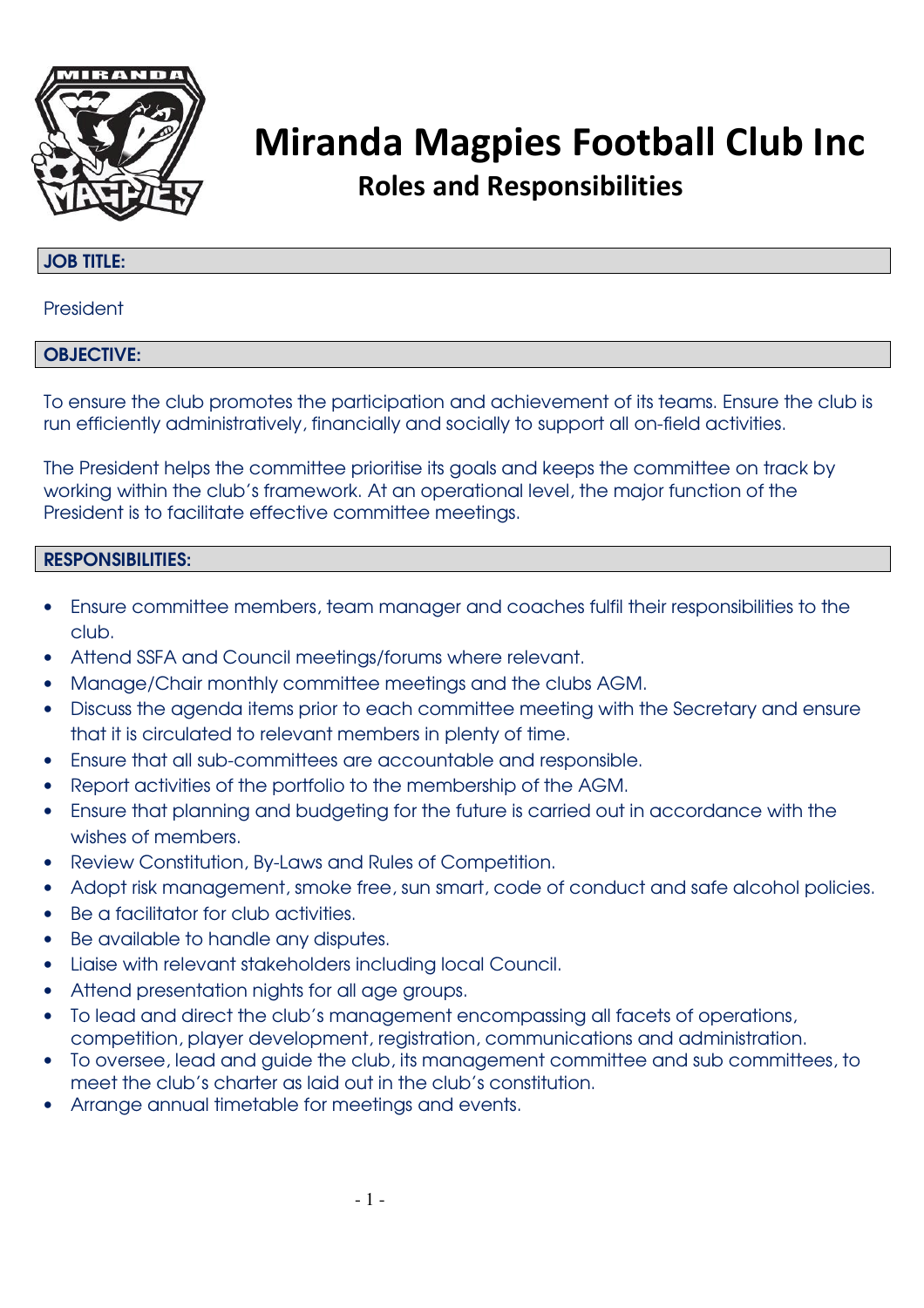# Miranda Magpies Football Club Inc

## Roles and Responsibilities

### JOB TITLE:

President

### OBJECTIVE:

To ensure the club promotes the participation and achievement of its teams. Ensure the club is run efficiently administratively, financially and socially to support all on-field activities.

The President helps the committee prioritise its goals and keeps the committee on track by working within the club's framework. At an operational level, the major function of the President is to facilitate effective committee meetings.

### RESPONSIBILITIES:

- Ensure committee members, team manager and coaches fulfil their responsibilities to the club.
- Attend SSFA and Council meetings/forums where relevant.
- Manage/Chair monthly committee meetings and the clubs AGM.
- Discuss the agenda items prior to each committee meeting with the Secretary and ensure that it is circulated to relevant members in plenty of time.
- Ensure that all sub-committees are accountable and responsible.
- Report activities of the portfolio to the membership of the AGM.
- Ensure that planning and budgeting for the future is carried out in accordance with the wishes of members.
- Review Constitution, By-Laws and Rules of Competition.
- Adopt risk management, smoke free, sun smart, code of conduct and safe alcohol policies.
- Be a facilitator for club activities.
- Be available to handle any disputes.
- Liaise with relevant stakeholders including local Council.
- Attend presentation nights for all age groups.
- To lead and direct the club's management encompassing all facets of operations, competition, player development, registration, communications and administration.
- To oversee, lead and guide the club, its management committee and sub committees, to meet the club's charter as laid out in the club's constitution.
- Arrange annual timetable for meetings and events.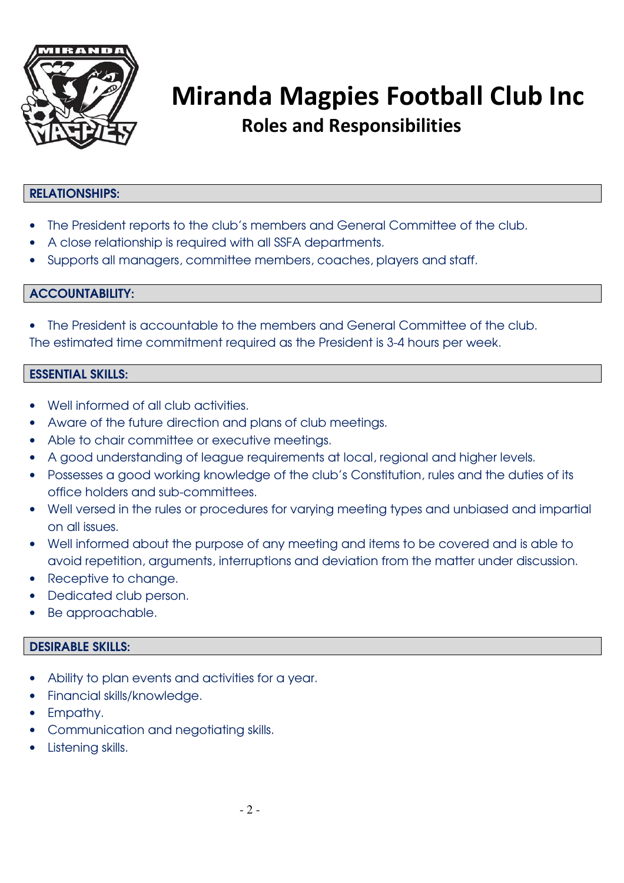# Miranda Magpies Football Club Inc

## Roles and Responsibilities

### RELATIONSHIPS:

- The President reports to the club's members and General Committee of the club.
- A close relationship is required with all SSFA departments.
- Supports all managers, committee members, coaches, players and staff.

### ACCOUNTABILITY:

- The President is accountable to the members and General Committee of the club.

The estimated time commitment required as the President is 3-4 hours per week.

### ESSENTIAL SKILLS:

- Well informed of all club activities.
- Aware of the future direction and plans of club meetings.
- Able to chair committee or executive meetings.
- A good understanding of league requirements at local, regional and higher levels.
- Possesses a good working knowledge of the club's Constitution, rules and the duties of its office holders and sub-committees.
- Well versed in the rules or procedures for varying meeting types and unbiased and impartial on all issues.
- Well informed about the purpose of any meeting and items to be covered and is able to avoid repetition, arguments, interruptions and deviation from the matter under discussion.
- Receptive to change.
- Dedicated club person.
- Be approachable.

### DESIRABLE SKILLS:

- Ability to plan events and activities for a year.
- Financial skills/knowledge.
- Empathy.
- Communication and negotiating skills.
- Listening skills.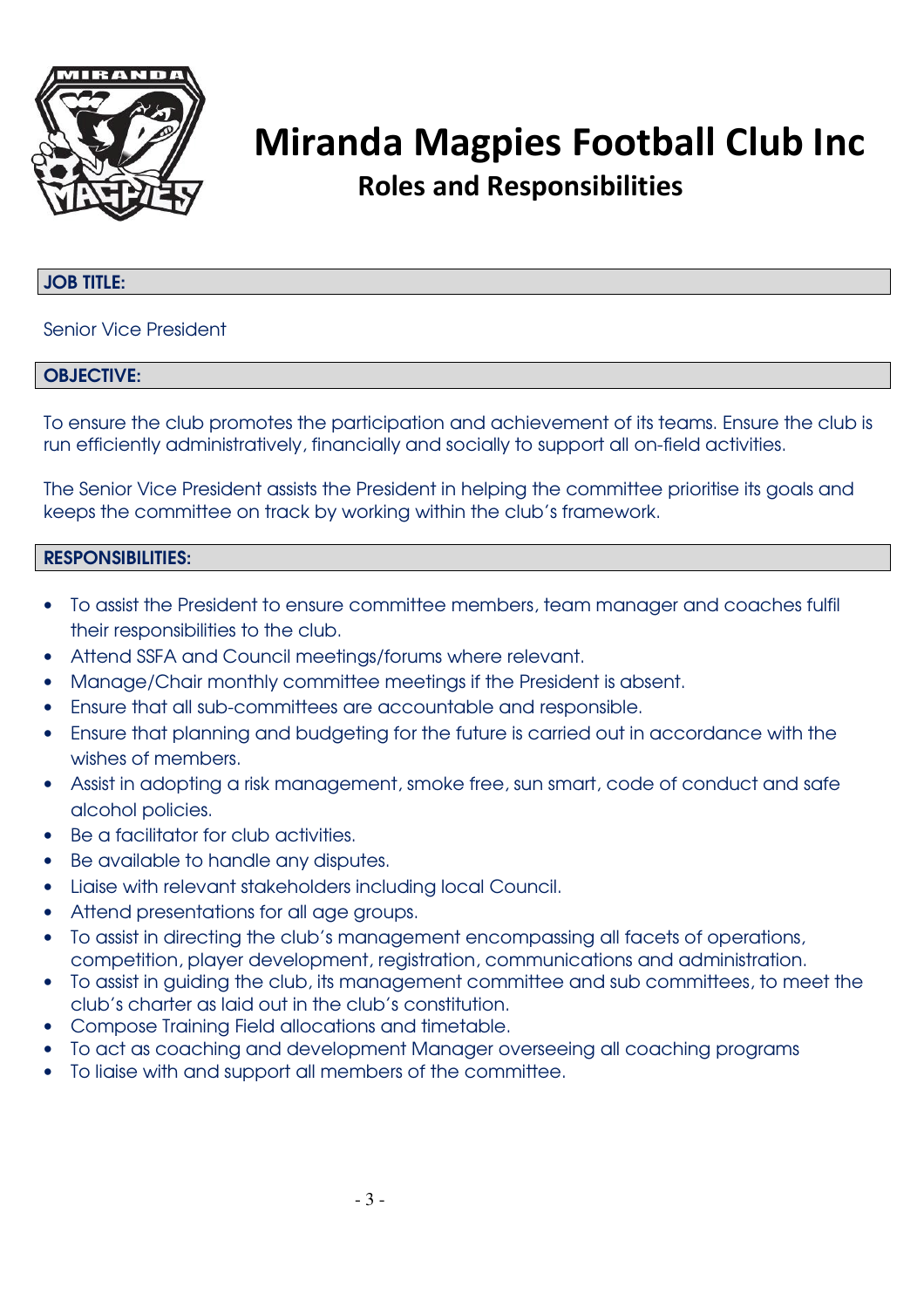# Miranda Magpies Football Club Inc

## Roles and Responsibilities

**JOB TITLE:**

Senior Vice President

**OBJECTIVE:**

To ensure the club promotes the participation and achievement of its teams. Ensure the club is run efficiently administratively, financially and socially to support all on-field activities.

The Senior Vice President assists the President in helping the committee prioritise its goals and keeps the committee on track by working within the club's framework.

**RESPONSIBILITIES:**

- To assist the President to ensure committee members, team manager and coaches fulfil their responsibilities to the club.
- Attend SSFA and Council meetings/forums where relevant.
- Manage/Chair monthly committee meetings if the President is absent.
- Ensure that all sub-committees are accountable and responsible.
- Ensure that planning and budgeting for the future is carried out in accordance with the wishes of members.
- Assist in adopting a risk management, smoke free, sun smart, code of conduct and safe alcohol policies.
- Be a facilitator for club activities.
- Be available to handle any disputes.
- Liaise with relevant stakeholders including local Council.
- Attend presentations for all age groups.
- To assist in directing the club's management encompassing all facets of operations, competition, player development, registration, communications and administration.
- To assist in guiding the club, its management committee and sub committees, to meet the club's charter as laid out in the club's constitution.
- Compose Training Field allocations and timetable.
- To act as coaching and development Manager overseeing all coaching programs
- To liaise with and support all members of the committee.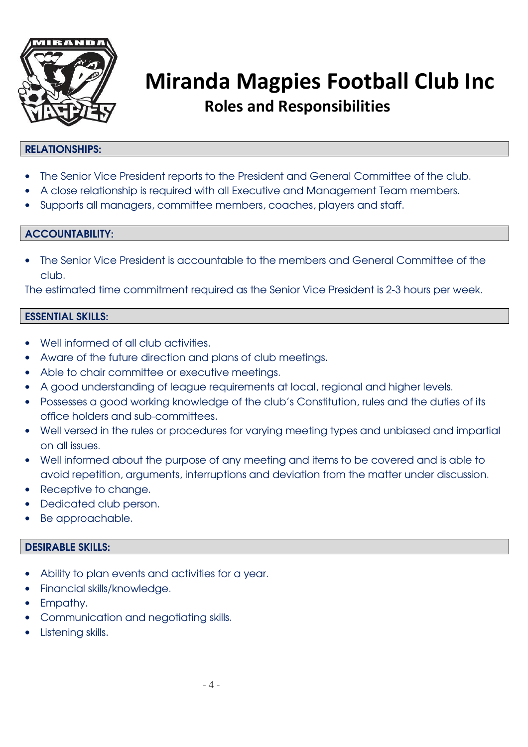# Miranda Magpies Football Club Inc

## Roles and Responsibilities

### RELATIONSHIPS:

- The Senior Vice President reports to the President and General Committee of the club.
- A close relationship is required with all Executive and Management Team members.
- Supports all managers, committee members, coaches, players and staff.

### ACCOUNTABILITY:

- The Senior Vice President is accountable to the members and General Committee of the club.

The estimated time commitment required as the Senior Vice President is 2-3 hours per week.

### ESSENTIAL SKILLS:

- Well informed of all club activities.
- Aware of the future direction and plans of club meetings.
- Able to chair committee or executive meetings.
- A good understanding of league requirements at local, regional and higher levels.
- Possesses a good working knowledge of the club's Constitution, rules and the duties of its office holders and sub-committees.
- Well versed in the rules or procedures for varying meeting types and unbiased and impartial on all issues.
- Well informed about the purpose of any meeting and items to be covered and is able to avoid repetition, arguments, interruptions and deviation from the matter under discussion.
- Receptive to change.
- Dedicated club person.
- Be approachable.

### DESIRABLE SKILLS:

- Ability to plan events and activities for a year.
- Financial skills/knowledge.
- Empathy.
- Communication and negotiating skills.
- Listening skills.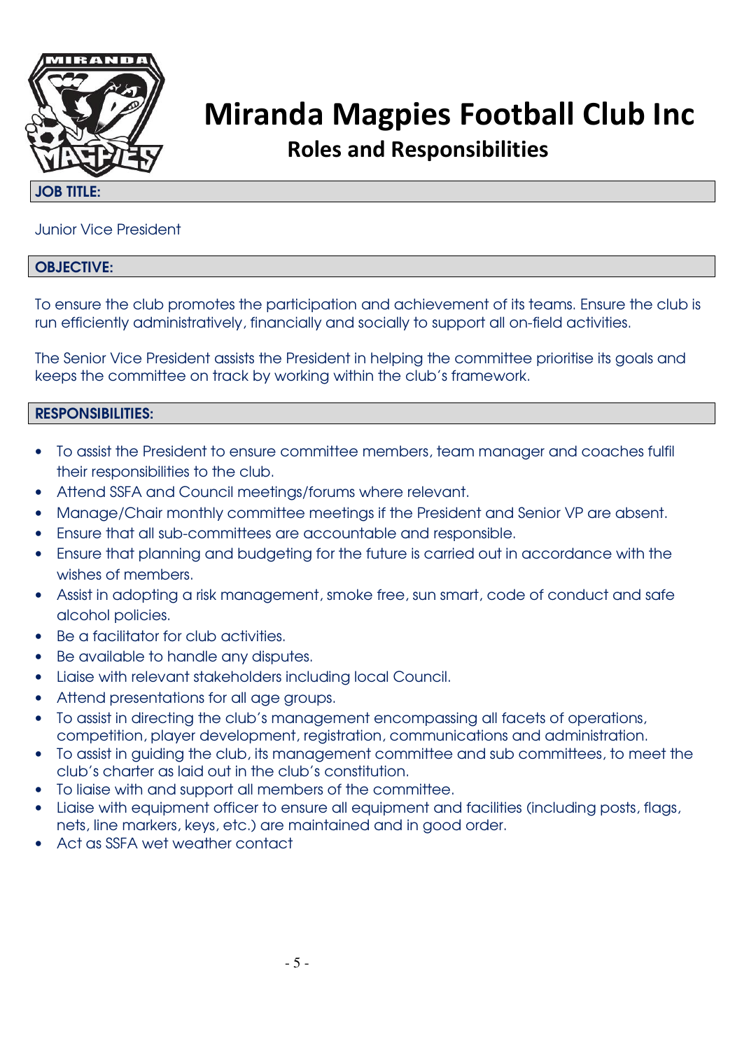# Miranda Magpies Football Club Inc

## Roles and Responsibilities

### JOB TITLE:

Junior Vice President

### OBJECTIVE:

To ensure the club promotes the participation and achievement of its teams. Ensure the club is run efficiently administratively, financially and socially to support all on-field activities.

The Senior Vice President assists the President in helping the committee prioritise its goals and keeps the committee on track by working within the club's framework.

### RESPONSIBILITIES:

- To assist the President to ensure committee members, team manager and coaches fulfil their responsibilities to the club.
- Attend SSFA and Council meetings/forums where relevant.
- Manage/Chair monthly committee meetings if the President and Senior VP are absent.
- Ensure that all sub-committees are accountable and responsible.
- Ensure that planning and budgeting for the future is carried out in accordance with the wishes of members.
- Assist in adopting a risk management, smoke free, sun smart, code of conduct and safe alcohol policies.
- Be a facilitator for club activities.
- Be available to handle any disputes.
- Liaise with relevant stakeholders including local Council.
- Attend presentations for all age groups.
- To assist in directing the club's management encompassing all facets of operations, competition, player development, registration, communications and administration.
- To assist in guiding the club, its management committee and sub committees, to meet the club's charter as laid out in the club's constitution.
- To liaise with and support all members of the committee.
- Liaise with equipment officer to ensure all equipment and facilities (including posts, flags, nets, line markers, keys, etc.) are maintained and in good order.
- Act as SSFA wet weather contact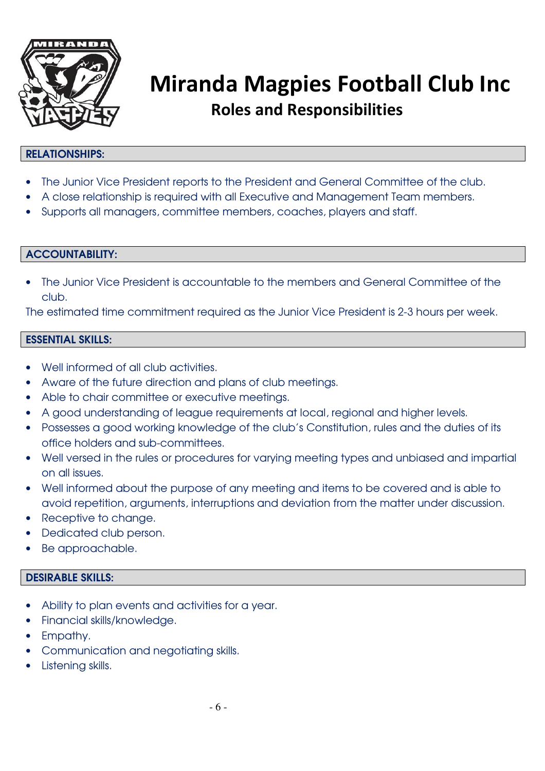# Miranda Magpies Football Club Inc

## Roles and Responsibilities

### RELATIONSHIPS:

- The Junior Vice President reports to the President and General Committee of the club.
- A close relationship is required with all Executive and Management Team members.
- Supports all managers, committee members, coaches, players and staff.

### ACCOUNTABILITY:

- The Junior Vice President is accountable to the members and General Committee of the club.

The estimated time commitment required as the Junior Vice President is 2-3 hours per week.

### ESSENTIAL SKILLS:

- Well informed of all club activities.
- Aware of the future direction and plans of club meetings.
- Able to chair committee or executive meetings.
- A good understanding of league requirements at local, regional and higher levels.
- Possesses a good working knowledge of the club's Constitution, rules and the duties of its office holders and sub-committees.
- Well versed in the rules or procedures for varying meeting types and unbiased and impartial on all issues.
- Well informed about the purpose of any meeting and items to be covered and is able to avoid repetition, arguments, interruptions and deviation from the matter under discussion.
- Receptive to change.
- Dedicated club person.
- Be approachable.

### DESIRABLE SKILLS:

- Ability to plan events and activities for a year.
- Financial skills/knowledge.
- Empathy.
- Communication and negotiating skills.
- Listening skills.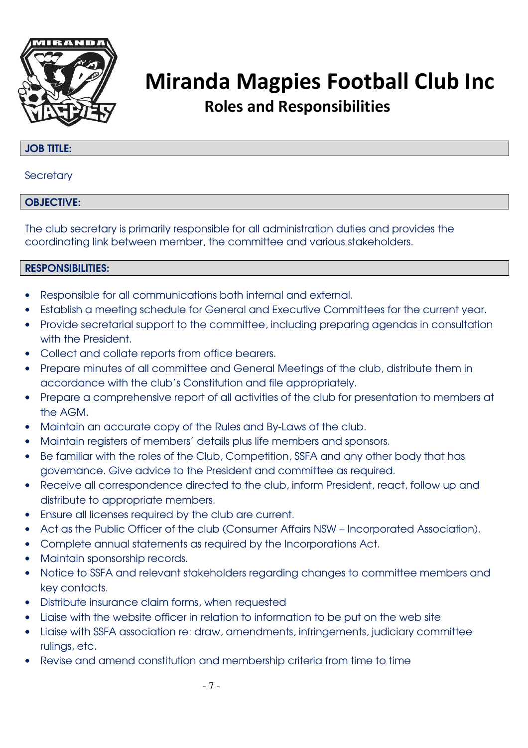# Miranda Magpies Football Club Inc

## Roles and Responsibilities

**JOB TITLE:**

Secretary

**OBJECTIVE:**

The club secretary is primarily responsible for all administration duties and provides the coordinating link between member, the committee and various stakeholders.

**RESPONSIBILITIES:**

- Responsible for all communications both internal and external.
- Establish a meeting schedule for General and Executive Committees for the current year.
- Provide secretarial support to the committee, including preparing agendas in consultation with the President.
- Collect and collate reports from office bearers.
- Prepare minutes of all committee and General Meetings of the club, distribute them in accordance with the club's Constitution and file appropriately.
- Prepare a comprehensive report of all activities of the club for presentation to members at the AGM.
- Maintain an accurate copy of the Rules and By-Laws of the club.
- Maintain registers of members' details plus life members and sponsors.
- Be familiar with the roles of the Club, Competition, SSFA and any other body that has governance. Give advice to the President and committee as required.
- Receive all correspondence directed to the club, inform President, react, follow up and distribute to appropriate members.
- Ensure all licenses required by the club are current.
- Act as the Public Officer of the club (Consumer Affairs NSW – Incorporated Association).
- Complete annual statements as required by the Incorporations Act.
- Maintain sponsorship records.
- Notice to SSFA and relevant stakeholders regarding changes to committee members and key contacts.
- Distribute insurance claim forms, when requested
- Liaise with the website officer in relation to information to be put on the web site
- Liaise with SSFA association re: draw, amendments, infringements, judiciary committee rulings, etc.
- Revise and amend constitution and membership criteria from time to time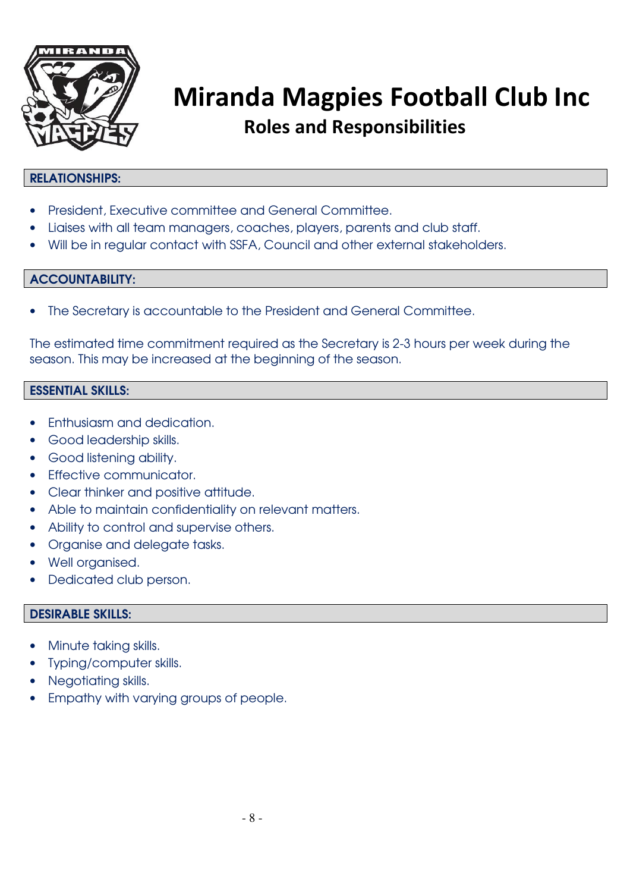# Miranda Magpies Football Club Inc

## Roles and Responsibilities

### RELATIONSHIPS:

- President, Executive committee and General Committee.
- Liaises with all team managers, coaches, players, parents and club staff.
- Will be in regular contact with SSFA, Council and other external stakeholders.

### ACCOUNTABILITY:

- The Secretary is accountable to the President and General Committee.

The estimated time commitment required as the Secretary is 2-3 hours per week during the season. This may be increased at the beginning of the season.

### ESSENTIAL SKILLS:

- Enthusiasm and dedication.
- Good leadership skills.
- Good listening ability.
- Effective communicator.
- Clear thinker and positive attitude.
- Able to maintain confidentiality on relevant matters.
- Ability to control and supervise others.
- Organise and delegate tasks.
- Well organised.
- Dedicated club person.

### DESIRABLE SKILLS:

- Minute taking skills.
- Typing/computer skills.
- Negotiating skills.
- Empathy with varying groups of people.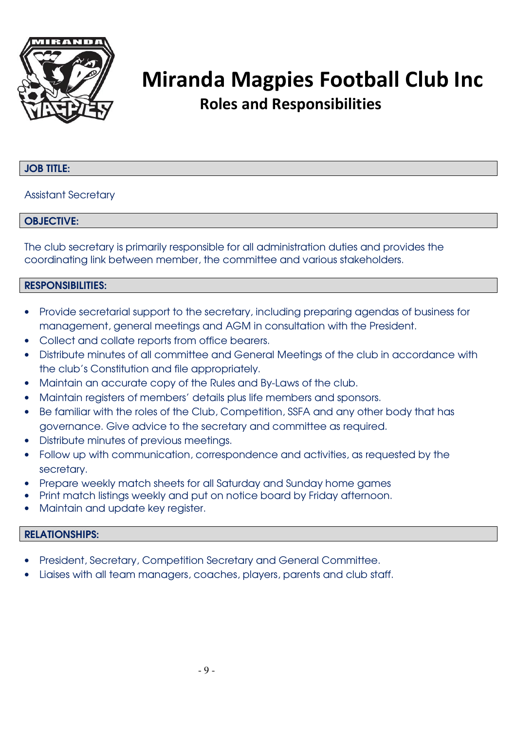# Miranda Magpies Football Club Inc

## Roles and Responsibilities

**JOB TITLE:**

Assistant Secretary

**OBJECTIVE:**

The club secretary is primarily responsible for all administration duties and provides the coordinating link between member, the committee and various stakeholders.

**RESPONSIBILITIES:**

- Provide secretarial support to the secretary, including preparing agendas of business for management, general meetings and AGM in consultation with the President.
- Collect and collate reports from office bearers.
- Distribute minutes of all committee and General Meetings of the club in accordance with the club's Constitution and file appropriately.
- Maintain an accurate copy of the Rules and By-Laws of the club.
- Maintain registers of members' details plus life members and sponsors.
- Be familiar with the roles of the Club, Competition, SSFA and any other body that has governance. Give advice to the secretary and committee as required.
- Distribute minutes of previous meetings.
- Follow up with communication, correspondence and activities, as requested by the secretary.
- Prepare weekly match sheets for all Saturday and Sunday home games
- Print match listings weekly and put on notice board by Friday afternoon.
- Maintain and update key register.

**RELATIONSHIPS:**

- President, Secretary, Competition Secretary and General Committee.
- Liaises with all team managers, coaches, players, parents and club staff.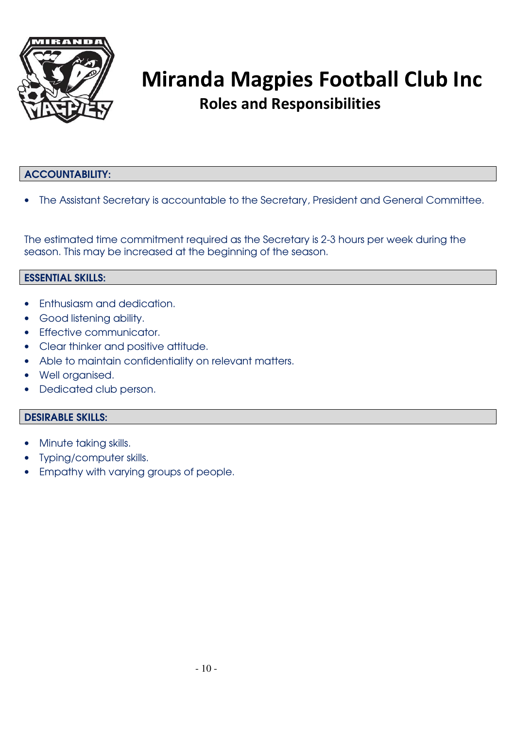# Miranda Magpies Football Club Inc

## Roles and Responsibilities

### ACCOUNTABILITY:

- The Assistant Secretary is accountable to the Secretary, President and General Committee.

The estimated time commitment required as the Secretary is 2-3 hours per week during the season. This may be increased at the beginning of the season.

### ESSENTIAL SKILLS:

- Enthusiasm and dedication.
- Good listening ability.
- Effective communicator.
- Clear thinker and positive attitude.
- Able to maintain confidentiality on relevant matters.
- Well organised.
- Dedicated club person.

### DESIRABLE SKILLS:

- Minute taking skills.
- Typing/computer skills.
- Empathy with varying groups of people.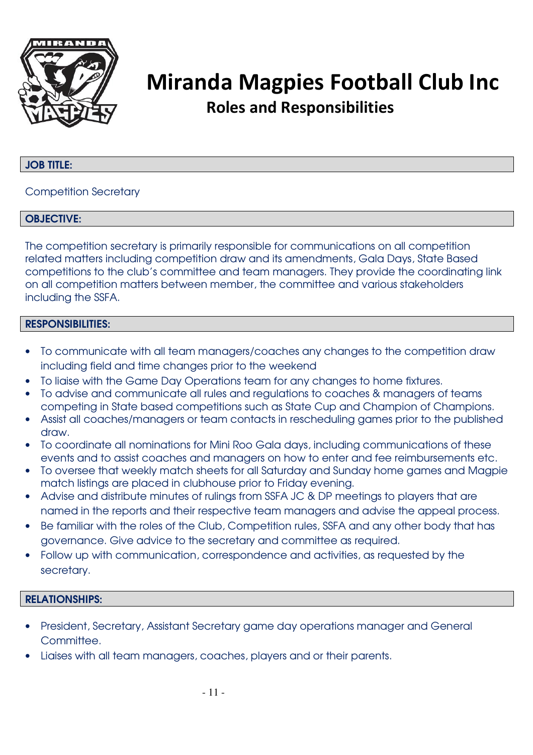# Miranda Magpies Football Club Inc

## Roles and Responsibilities

### JOB TITLE:

Competition Secretary

### OBJECTIVE:

The competition secretary is primarily responsible for communications on all competition related matters including competition draw and its amendments, Gala Days, State Based competitions to the club's committee and team managers. They provide the coordinating link on all competition matters between member, the committee and various stakeholders including the SSFA.

### RESPONSIBILITIES:

- To communicate with all team managers/coaches any changes to the competition draw including field and time changes prior to the weekend
- To liaise with the Game Day Operations team for any changes to home fixtures.
- To advise and communicate all rules and regulations to coaches & managers of teams competing in State based competitions such as State Cup and Champion of Champions.
- Assist all coaches/managers or team contacts in rescheduling games prior to the published draw.
- To coordinate all nominations for Mini Roo Gala days, including communications of these events and to assist coaches and managers on how to enter and fee reimbursements etc.
- To oversee that weekly match sheets for all Saturday and Sunday home games and Magpie match listings are placed in clubhouse prior to Friday evening.
- Advise and distribute minutes of rulings from SSFA JC & DP meetings to players that are named in the reports and their respective team managers and advise the appeal process.
- Be familiar with the roles of the Club, Competition rules, SSFA and any other body that has governance. Give advice to the secretary and committee as required.
- Follow up with communication, correspondence and activities, as requested by the secretary.

### RELATIONSHIPS:

- President, Secretary, Assistant Secretary game day operations manager and General Committee.
- Liaises with all team managers, coaches, players and or their parents.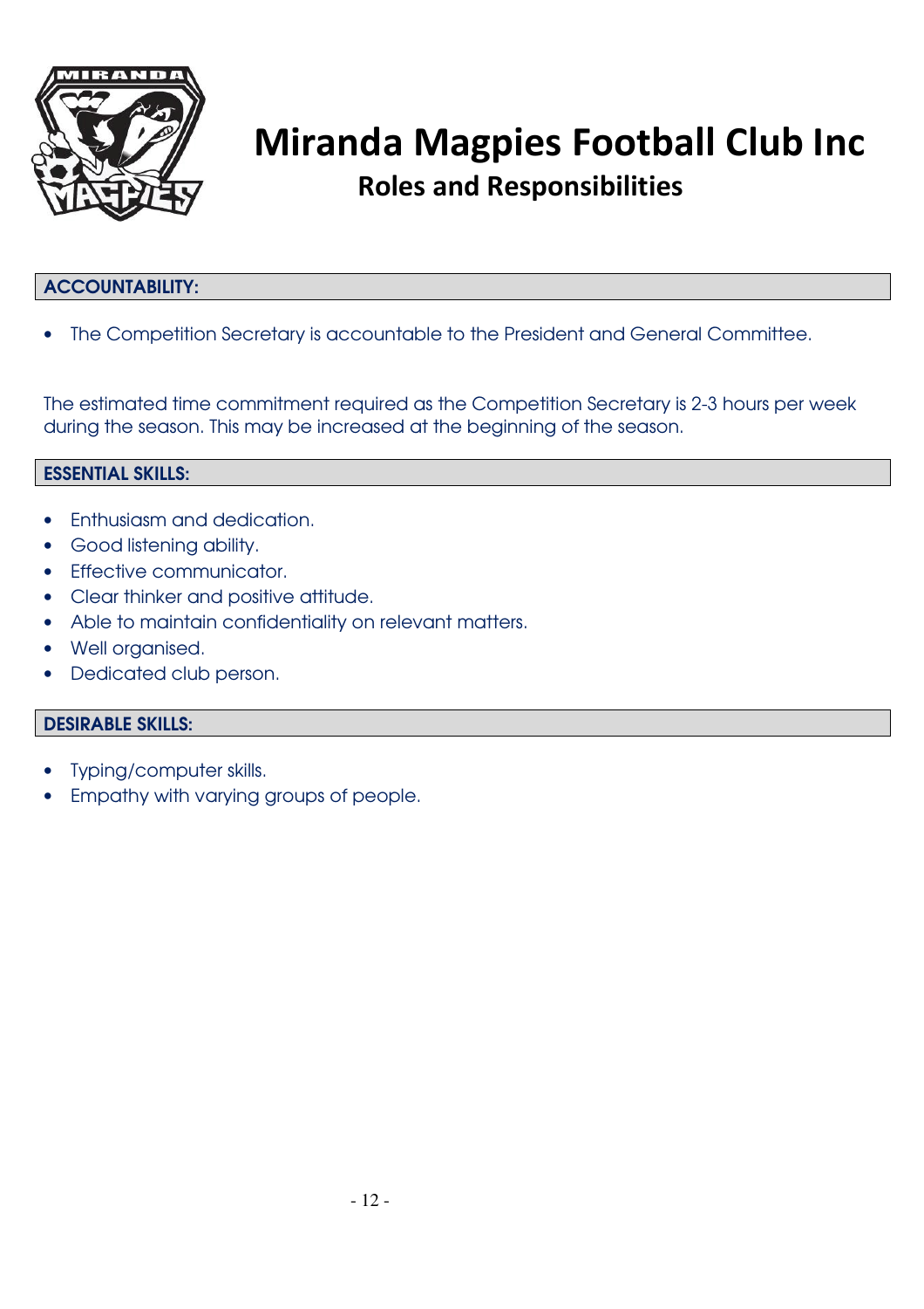# Miranda Magpies Football Club Inc

## Roles and Responsibilities

### ACCOUNTABILITY:

- The Competition Secretary is accountable to the President and General Committee.

The estimated time commitment required as the Competition Secretary is 2-3 hours per week during the season. This may be increased at the beginning of the season.

### ESSENTIAL SKILLS:

- Enthusiasm and dedication.
- Good listening ability.
- Effective communicator.
- Clear thinker and positive attitude.
- Able to maintain confidentiality on relevant matters.
- Well organised.
- Dedicated club person.

### DESIRABLE SKILLS:

- Typing/computer skills.
- Empathy with varying groups of people.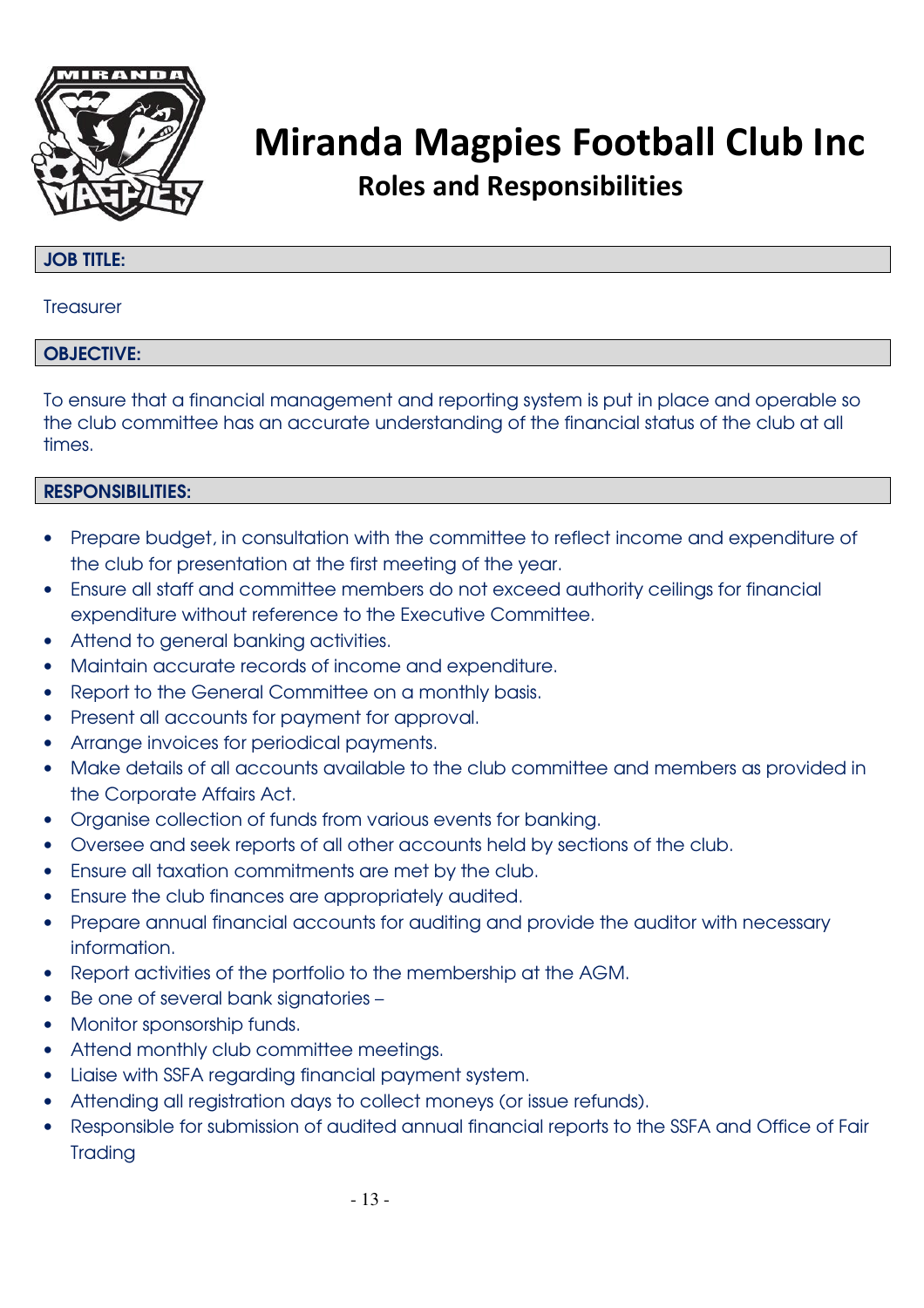# Miranda Magpies Football Club Inc

## Roles and Responsibilities

**JOB TITLE:**

Treasurer

**OBJECTIVE:**

To ensure that a financial management and reporting system is put in place and operable so the club committee has an accurate understanding of the financial status of the club at all times.

**RESPONSIBILITIES:**

- Prepare budget, in consultation with the committee to reflect income and expenditure of the club for presentation at the first meeting of the year.
- Ensure all staff and committee members do not exceed authority ceilings for financial expenditure without reference to the Executive Committee.
- Attend to general banking activities.
- Maintain accurate records of income and expenditure.
- Report to the General Committee on a monthly basis.
- Present all accounts for payment for approval.
- Arrange invoices for periodical payments.
- Make details of all accounts available to the club committee and members as provided in the Corporate Affairs Act.
- Organise collection of funds from various events for banking.
- Oversee and seek reports of all other accounts held by sections of the club.
- Ensure all taxation commitments are met by the club.
- Ensure the club finances are appropriately audited.
- Prepare annual financial accounts for auditing and provide the auditor with necessary information.
- Report activities of the portfolio to the membership at the AGM.
- Be one of several bank signatories –
- Monitor sponsorship funds.
- Attend monthly club committee meetings.
- Liaise with SSFA regarding financial payment system.
- Attending all registration days to collect moneys (or issue refunds).
- Responsible for submission of audited annual financial reports to the SSFA and Office of Fair Trading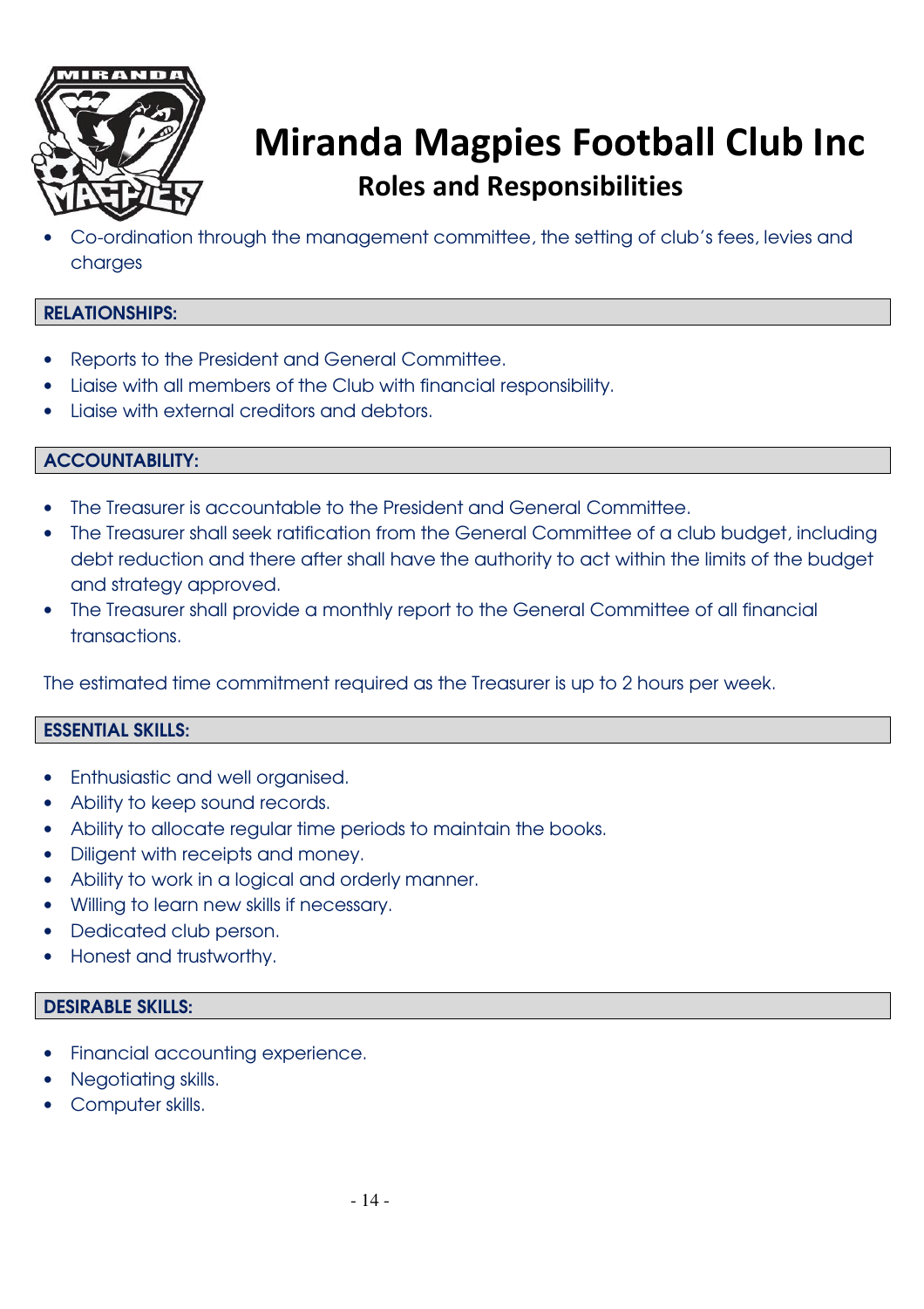- Co-ordination through the management committee, the setting of club's fees, levies and charges

## RELATIONSHIPS:

- Reports to the President and General Committee.
- Liaise with all members of the Club with financial responsibility.
- Liaise with external creditors and debtors.

## ACCOUNTABILITY:

- The Treasurer is accountable to the President and General Committee.
- The Treasurer shall seek ratification from the General Committee of a club budget, including debt reduction and there after shall have the authority to act within the limits of the budget and strategy approved.
- The Treasurer shall provide a monthly report to the General Committee of all financial transactions.

The estimated time commitment required as the Treasurer is up to 2 hours per week.

## ESSENTIAL SKILLS:

- Enthusiastic and well organised.
- Ability to keep sound records.
- Ability to allocate regular time periods to maintain the books.
- Diligent with receipts and money.
- Ability to work in a logical and orderly manner.
- Willing to learn new skills if necessary.
- Dedicated club person.
- Honest and trustworthy.

## DESIRABLE SKILLS:

- Financial accounting experience.
- Negotiating skills.
- Computer skills.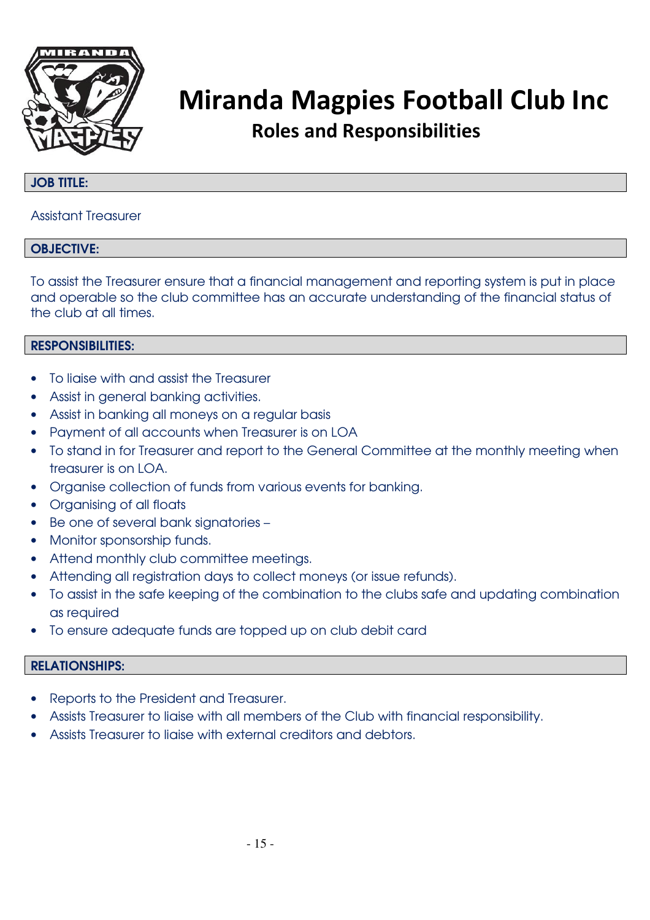# Miranda Magpies Football Club Inc

## Roles and Responsibilities

**JOB TITLE:**

Assistant Treasurer

**OBJECTIVE:**

To assist the Treasurer ensure that a financial management and reporting system is put in place and operable so the club committee has an accurate understanding of the financial status of the club at all times.

**RESPONSIBILITIES:**

- To liaise with and assist the Treasurer
- Assist in general banking activities.
- Assist in banking all moneys on a regular basis
- Payment of all accounts when Treasurer is on LOA
- To stand in for Treasurer and report to the General Committee at the monthly meeting when treasurer is on LOA.
- Organise collection of funds from various events for banking.
- Organising of all floats
- Be one of several bank signatories –
- Monitor sponsorship funds.
- Attend monthly club committee meetings.
- Attending all registration days to collect moneys (or issue refunds).
- To assist in the safe keeping of the combination to the clubs safe and updating combination as required
- To ensure adequate funds are topped up on club debit card

**RELATIONSHIPS:**

- Reports to the President and Treasurer.
- Assists Treasurer to liaise with all members of the Club with financial responsibility.
- Assists Treasurer to liaise with external creditors and debtors.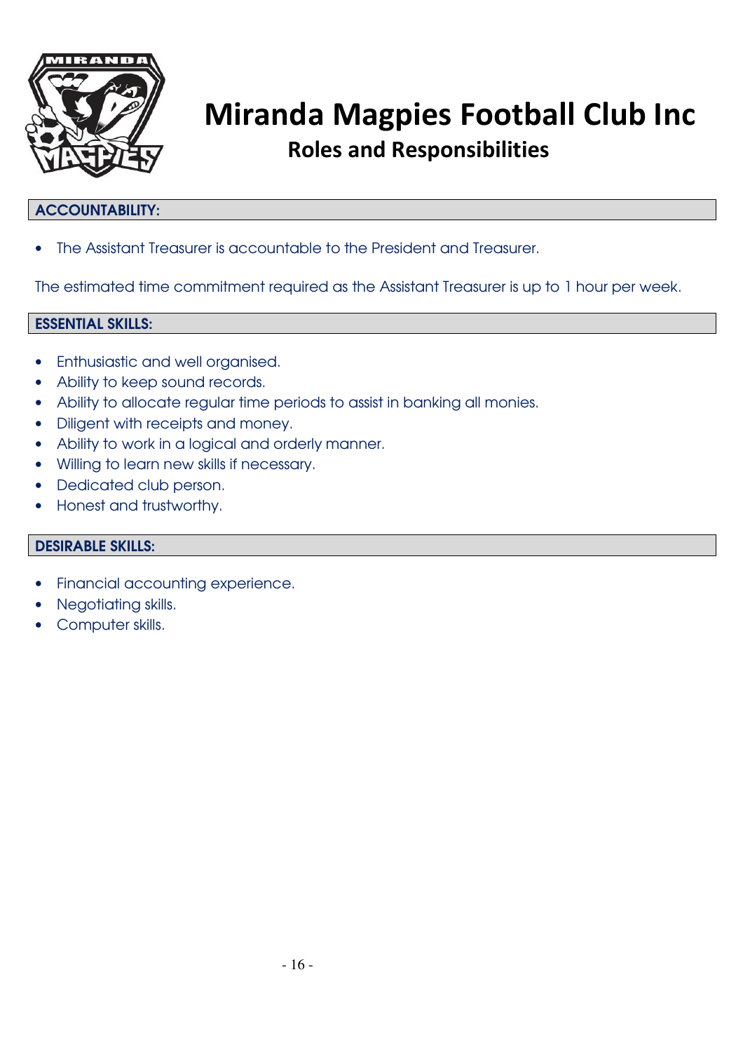# Miranda Magpies Football Club Inc

## Roles and Responsibilities

### ACCOUNTABILITY:

- The Assistant Treasurer is accountable to the President and Treasurer.

The estimated time commitment required as the Assistant Treasurer is up to 1 hour per week.

### ESSENTIAL SKILLS:

- Enthusiastic and well organised.
- Ability to keep sound records.
- Ability to allocate regular time periods to assist in banking all monies.
- Diligent with receipts and money.
- Ability to work in a logical and orderly manner.
- Willing to learn new skills if necessary.
- Dedicated club person.
- Honest and trustworthy.

### DESIRABLE SKILLS:

- Financial accounting experience.
- Negotiating skills.
- Computer skills.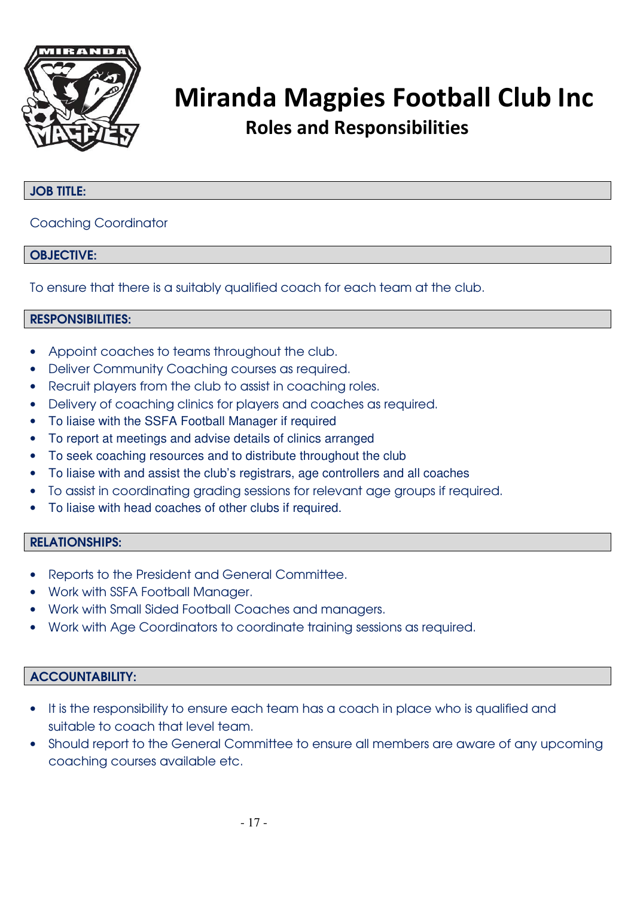# Miranda Magpies Football Club Inc

## Roles and Responsibilities

**JOB TITLE:**

Coaching Coordinator

**OBJECTIVE:**

To ensure that there is a suitably qualified coach for each team at the club.

**RESPONSIBILITIES:**

- Appoint coaches to teams throughout the club.
- Deliver Community Coaching courses as required.
- Recruit players from the club to assist in coaching roles.
- Delivery of coaching clinics for players and coaches as required.
- To liaise with the SSFA Football Manager if required
- To report at meetings and advise details of clinics arranged
- To seek coaching resources and to distribute throughout the club
- To liaise with and assist the club's registrars, age controllers and all coaches
- To assist in coordinating grading sessions for relevant age groups if required.
- To liaise with head coaches of other clubs if required.

**RELATIONSHIPS:**

- Reports to the President and General Committee.
- Work with SSFA Football Manager.
- Work with Small Sided Football Coaches and managers.
- Work with Age Coordinators to coordinate training sessions as required.

**ACCOUNTABILITY:**

- It is the responsibility to ensure each team has a coach in place who is qualified and suitable to coach that level team.
- Should report to the General Committee to ensure all members are aware of any upcoming coaching courses available etc.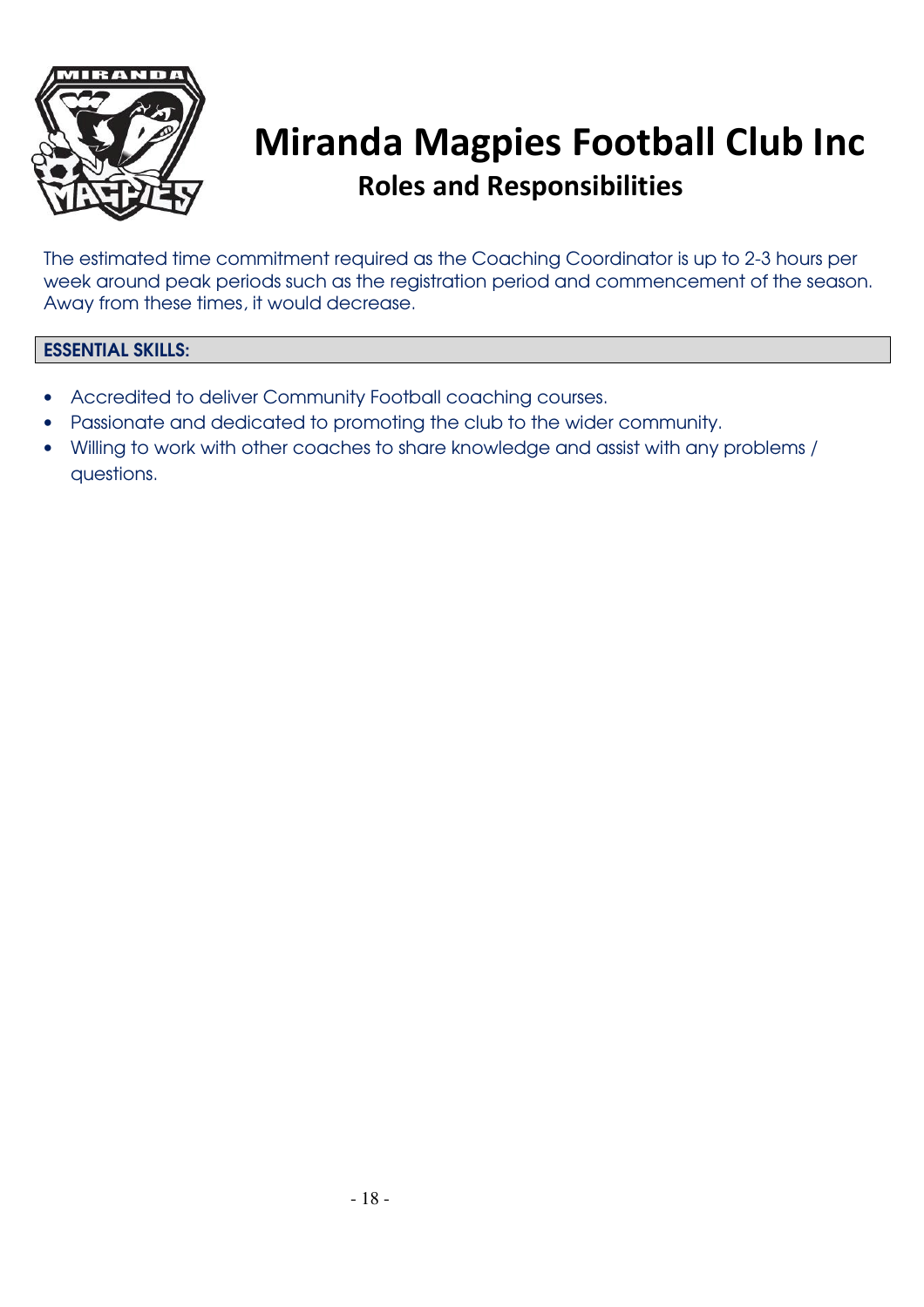# Miranda Magpies Football Club Inc

## Roles and Responsibilities

The estimated time commitment required as the Coaching Coordinator is up to 2-3 hours per week around peak periods such as the registration period and commencement of the season. Away from these times, it would decrease.

**ESSENTIAL SKILLS:**

- Accredited to deliver Community Football coaching courses.
- Passionate and dedicated to promoting the club to the wider community.
- Willing to work with other coaches to share knowledge and assist with any problems / questions.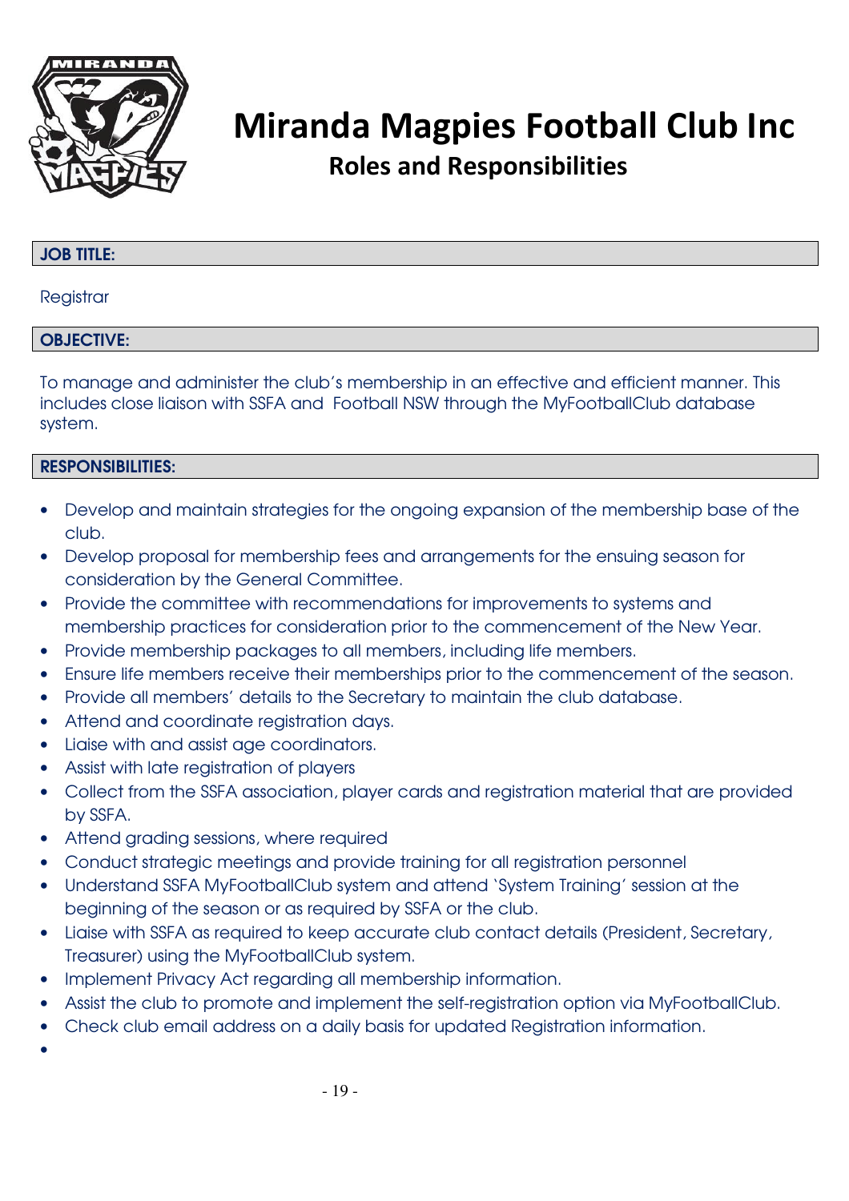# Miranda Magpies Football Club Inc

## Roles and Responsibilities

**JOB TITLE:**

Registrar

**OBJECTIVE:**

To manage and administer the club's membership in an effective and efficient manner. This includes close liaison with SSFA and Football NSW through the MyFootballClub database system.

**RESPONSIBILITIES:**

- Develop and maintain strategies for the ongoing expansion of the membership base of the club.
- Develop proposal for membership fees and arrangements for the ensuing season for consideration by the General Committee.
- Provide the committee with recommendations for improvements to systems and membership practices for consideration prior to the commencement of the New Year.
- Provide membership packages to all members, including life members.
- Ensure life members receive their memberships prior to the commencement of the season.
- Provide all members' details to the Secretary to maintain the club database.
- Attend and coordinate registration days.
- Liaise with and assist age coordinators.
- Assist with late registration of players
- Collect from the SSFA association, player cards and registration material that are provided by SSFA.
- Attend grading sessions, where required
- Conduct strategic meetings and provide training for all registration personnel
- Understand SSFA MyFootballClub system and attend 'System Training' session at the beginning of the season or as required by SSFA or the club.
- Liaise with SSFA as required to keep accurate club contact details (President, Secretary, Treasurer) using the MyFootballClub system.
- Implement Privacy Act regarding all membership information.
- Assist the club to promote and implement the self-registration option via MyFootballClub.
- Check club email address on a daily basis for updated Registration information.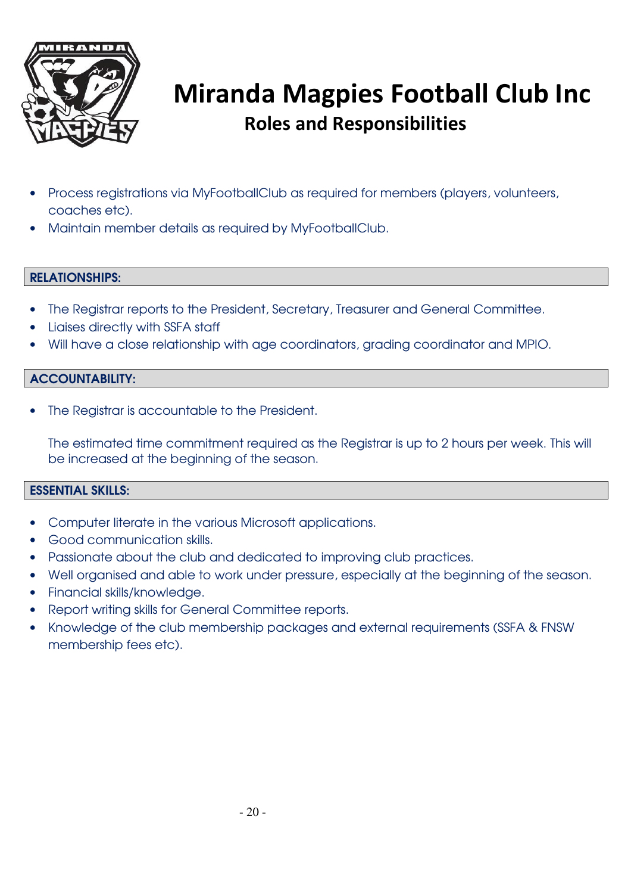# Miranda Magpies Football Club Inc

## Roles and Responsibilities

- Process registrations via MyFootballClub as required for members (players, volunteers, coaches etc).
- Maintain member details as required by MyFootballClub.

**RELATIONSHIPS:**

- The Registrar reports to the President, Secretary, Treasurer and General Committee.
- Liaises directly with SSFA staff
- Will have a close relationship with age coordinators, grading coordinator and MPIO.

**ACCOUNTABILITY:**

- The Registrar is accountable to the President.

The estimated time commitment required as the Registrar is up to 2 hours per week. This will be increased at the beginning of the season.

**ESSENTIAL SKILLS:**

- Computer literate in the various Microsoft applications.
- Good communication skills.
- Passionate about the club and dedicated to improving club practices.
- Well organised and able to work under pressure, especially at the beginning of the season.
- Financial skills/knowledge.
- Report writing skills for General Committee reports.
- Knowledge of the club membership packages and external requirements (SSFA & FNSW membership fees etc).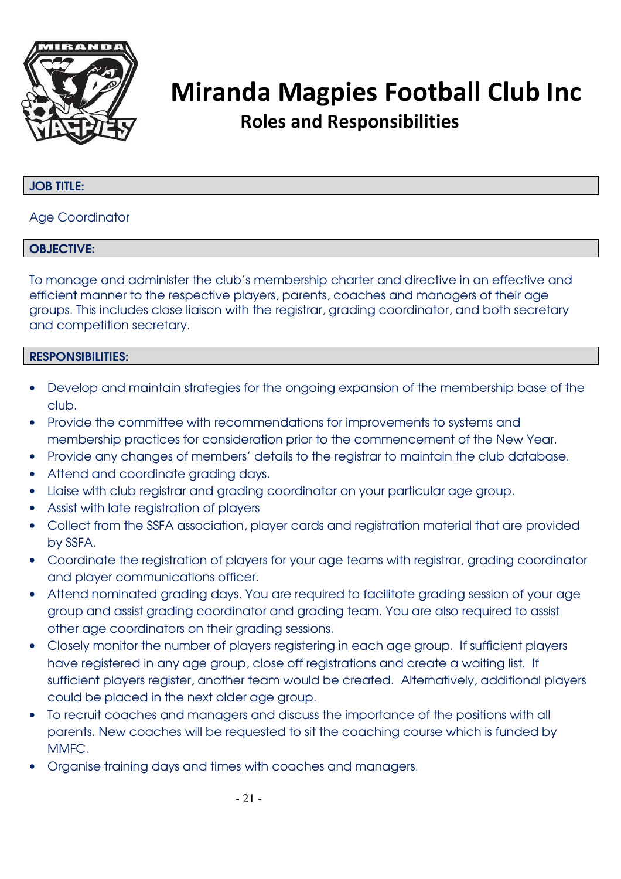# Miranda Magpies Football Club Inc

## Roles and Responsibilities

**JOB TITLE:**

Age Coordinator

**OBJECTIVE:**

To manage and administer the club's membership charter and directive in an effective and efficient manner to the respective players, parents, coaches and managers of their age groups. This includes close liaison with the registrar, grading coordinator, and both secretary and competition secretary.

**RESPONSIBILITIES:**

- Develop and maintain strategies for the ongoing expansion of the membership base of the club.
- Provide the committee with recommendations for improvements to systems and membership practices for consideration prior to the commencement of the New Year.
- Provide any changes of members' details to the registrar to maintain the club database.
- Attend and coordinate grading days.
- Liaise with club registrar and grading coordinator on your particular age group.
- Assist with late registration of players
- Collect from the SSFA association, player cards and registration material that are provided by SSFA.
- Coordinate the registration of players for your age teams with registrar, grading coordinator and player communications officer.
- Attend nominated grading days. You are required to facilitate grading session of your age group and assist grading coordinator and grading team. You are also required to assist other age coordinators on their grading sessions.
- Closely monitor the number of players registering in each age group. If sufficient players have registered in any age group, close off registrations and create a waiting list. If sufficient players register, another team would be created. Alternatively, additional players could be placed in the next older age group.
- To recruit coaches and managers and discuss the importance of the positions with all parents. New coaches will be requested to sit the coaching course which is funded by MMFC.
- Organise training days and times with coaches and managers.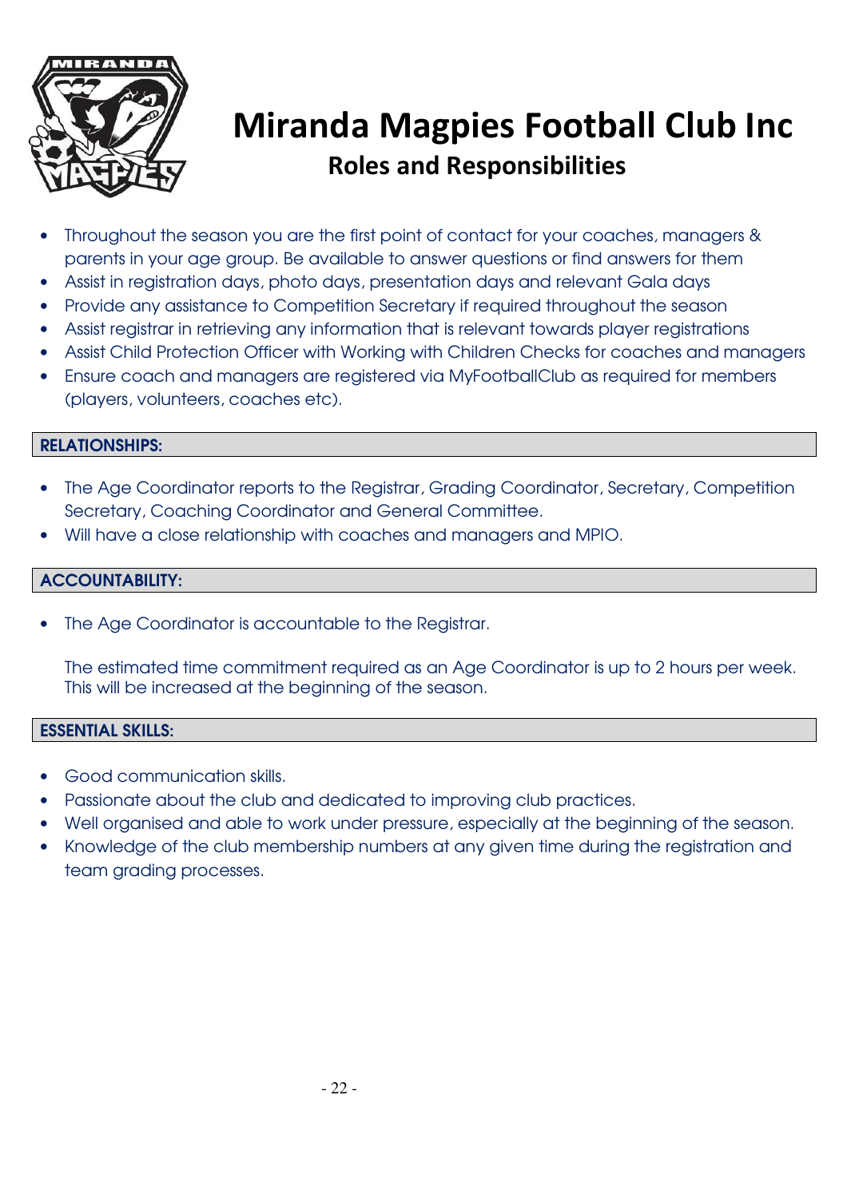# Miranda Magpies Football Club Inc

## Roles and Responsibilities

- Throughout the season you are the first point of contact for your coaches, managers & parents in your age group. Be available to answer questions or find answers for them
- Assist in registration days, photo days, presentation days and relevant Gala days
- Provide any assistance to Competition Secretary if required throughout the season
- Assist registrar in retrieving any information that is relevant towards player registrations
- Assist Child Protection Officer with Working with Children Checks for coaches and managers
- Ensure coach and managers are registered via MyFootballClub as required for members (players, volunteers, coaches etc).

### RELATIONSHIPS:

- The Age Coordinator reports to the Registrar, Grading Coordinator, Secretary, Competition Secretary, Coaching Coordinator and General Committee.
- Will have a close relationship with coaches and managers and MPIO.

### ACCOUNTABILITY:

- The Age Coordinator is accountable to the Registrar.

  The estimated time commitment required as an Age Coordinator is up to 2 hours per week. This will be increased at the beginning of the season.

### ESSENTIAL SKILLS:

- Good communication skills.
- Passionate about the club and dedicated to improving club practices.
- Well organised and able to work under pressure, especially at the beginning of the season.
- Knowledge of the club membership numbers at any given time during the registration and team grading processes.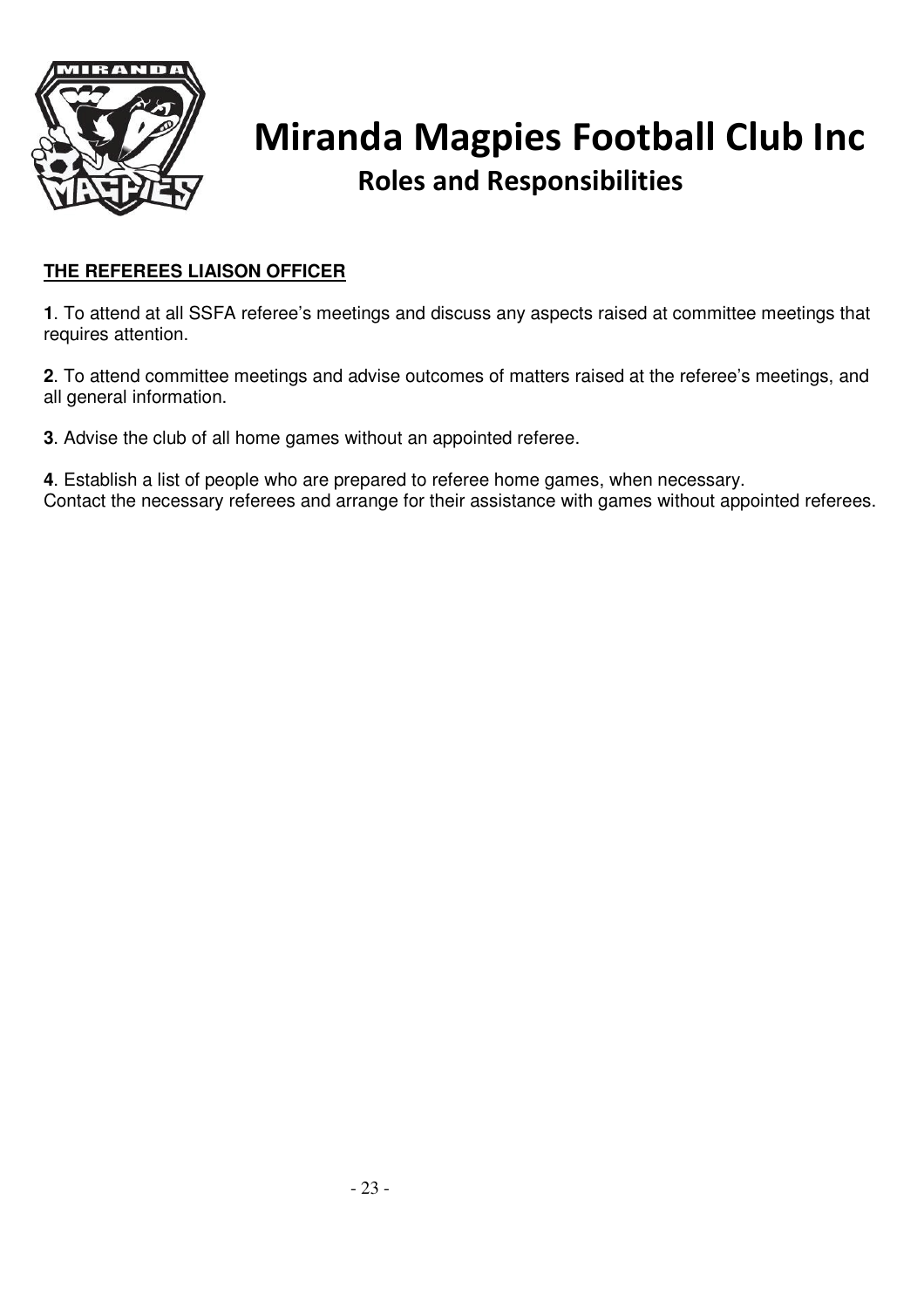# Miranda Magpies Football Club Inc

## Roles and Responsibilities

**THE REFEREES LIAISON OFFICER**

**1**. To attend at all SSFA referee's meetings and discuss any aspects raised at committee meetings that requires attention.

**2**. To attend committee meetings and advise outcomes of matters raised at the referee's meetings, and all general information.

**3**. Advise the club of all home games without an appointed referee.

**4**. Establish a list of people who are prepared to referee home games, when necessary.
Contact the necessary referees and arrange for their assistance with games without appointed referees.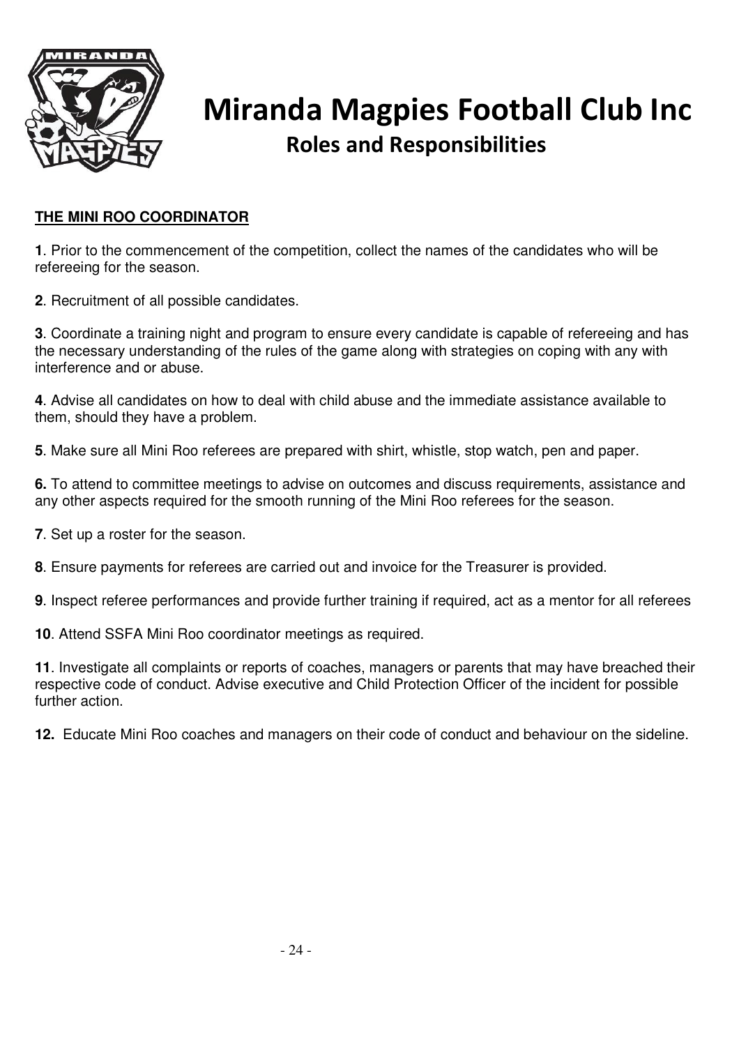# Miranda Magpies Football Club Inc

## Roles and Responsibilities

**THE MINI ROO COORDINATOR**

**1**. Prior to the commencement of the competition, collect the names of the candidates who will be refereeing for the season.

**2**. Recruitment of all possible candidates.

**3**. Coordinate a training night and program to ensure every candidate is capable of refereeing and has the necessary understanding of the rules of the game along with strategies on coping with any with interference and or abuse.

**4**. Advise all candidates on how to deal with child abuse and the immediate assistance available to them, should they have a problem.

**5**. Make sure all Mini Roo referees are prepared with shirt, whistle, stop watch, pen and paper.

**6.** To attend to committee meetings to advise on outcomes and discuss requirements, assistance and any other aspects required for the smooth running of the Mini Roo referees for the season.

**7**. Set up a roster for the season.

**8**. Ensure payments for referees are carried out and invoice for the Treasurer is provided.

**9**. Inspect referee performances and provide further training if required, act as a mentor for all referees

**10**. Attend SSFA Mini Roo coordinator meetings as required.

**11**. Investigate all complaints or reports of coaches, managers or parents that may have breached their respective code of conduct. Advise executive and Child Protection Officer of the incident for possible further action.

**12.** Educate Mini Roo coaches and managers on their code of conduct and behaviour on the sideline.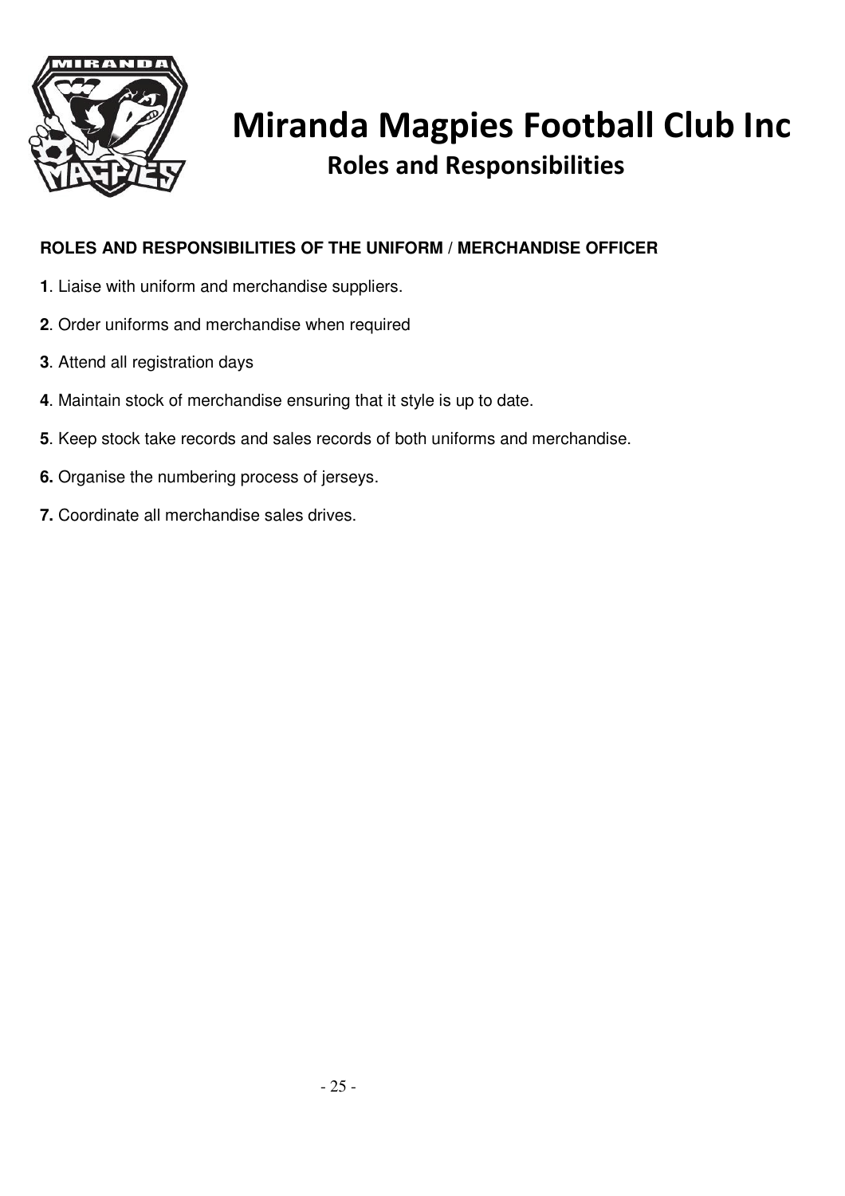# Miranda Magpies Football Club Inc

## Roles and Responsibilities

### ROLES AND RESPONSIBILITIES OF THE UNIFORM / MERCHANDISE OFFICER

**1**. Liaise with uniform and merchandise suppliers.

**2**. Order uniforms and merchandise when required

**3**. Attend all registration days

**4**. Maintain stock of merchandise ensuring that it style is up to date.

**5**. Keep stock take records and sales records of both uniforms and merchandise.

**6.** Organise the numbering process of jerseys.

**7.** Coordinate all merchandise sales drives.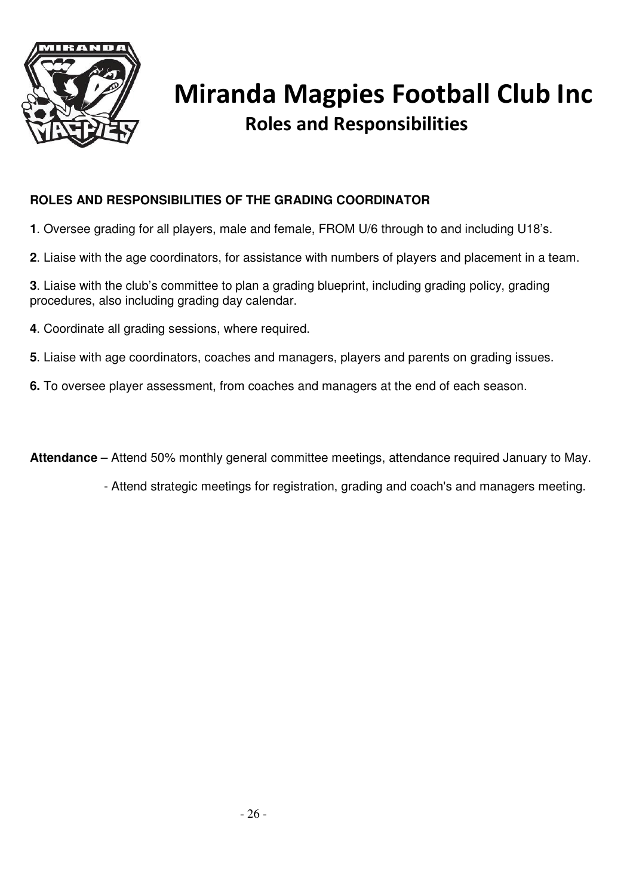# Miranda Magpies Football Club Inc

## Roles and Responsibilities

**ROLES AND RESPONSIBILITIES OF THE GRADING COORDINATOR**

**1**. Oversee grading for all players, male and female, FROM U/6 through to and including U18's.

**2**. Liaise with the age coordinators, for assistance with numbers of players and placement in a team.

**3**. Liaise with the club's committee to plan a grading blueprint, including grading policy, grading procedures, also including grading day calendar.

**4**. Coordinate all grading sessions, where required.

**5**. Liaise with age coordinators, coaches and managers, players and parents on grading issues.

**6.** To oversee player assessment, from coaches and managers at the end of each season.

**Attendance** – Attend 50% monthly general committee meetings, attendance required January to May.

- Attend strategic meetings for registration, grading and coach's and managers meeting.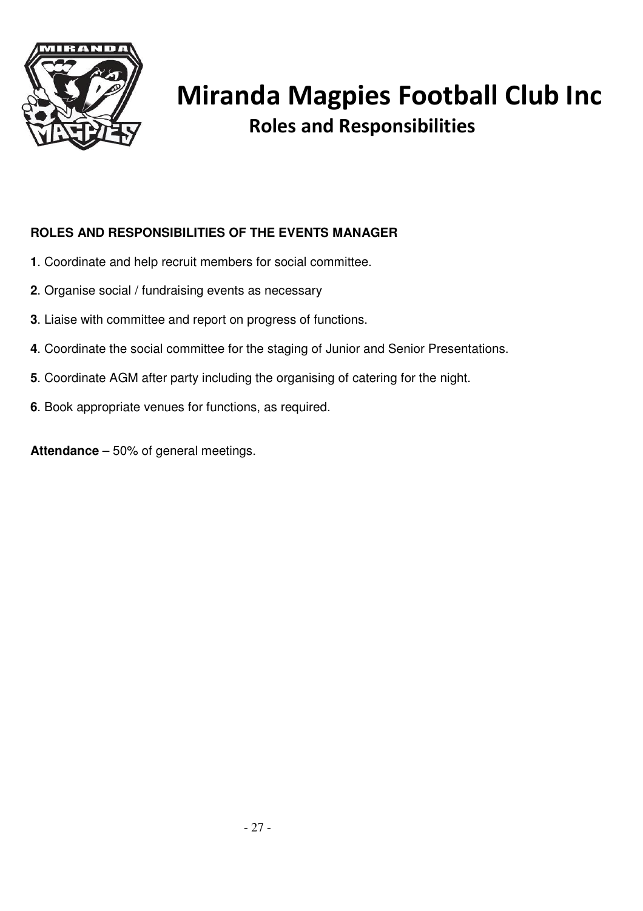# Miranda Magpies Football Club Inc

## Roles and Responsibilities

### ROLES AND RESPONSIBILITIES OF THE EVENTS MANAGER

**1**. Coordinate and help recruit members for social committee.

**2**. Organise social / fundraising events as necessary

**3**. Liaise with committee and report on progress of functions.

**4**. Coordinate the social committee for the staging of Junior and Senior Presentations.

**5**. Coordinate AGM after party including the organising of catering for the night.

**6**. Book appropriate venues for functions, as required.

**Attendance** – 50% of general meetings.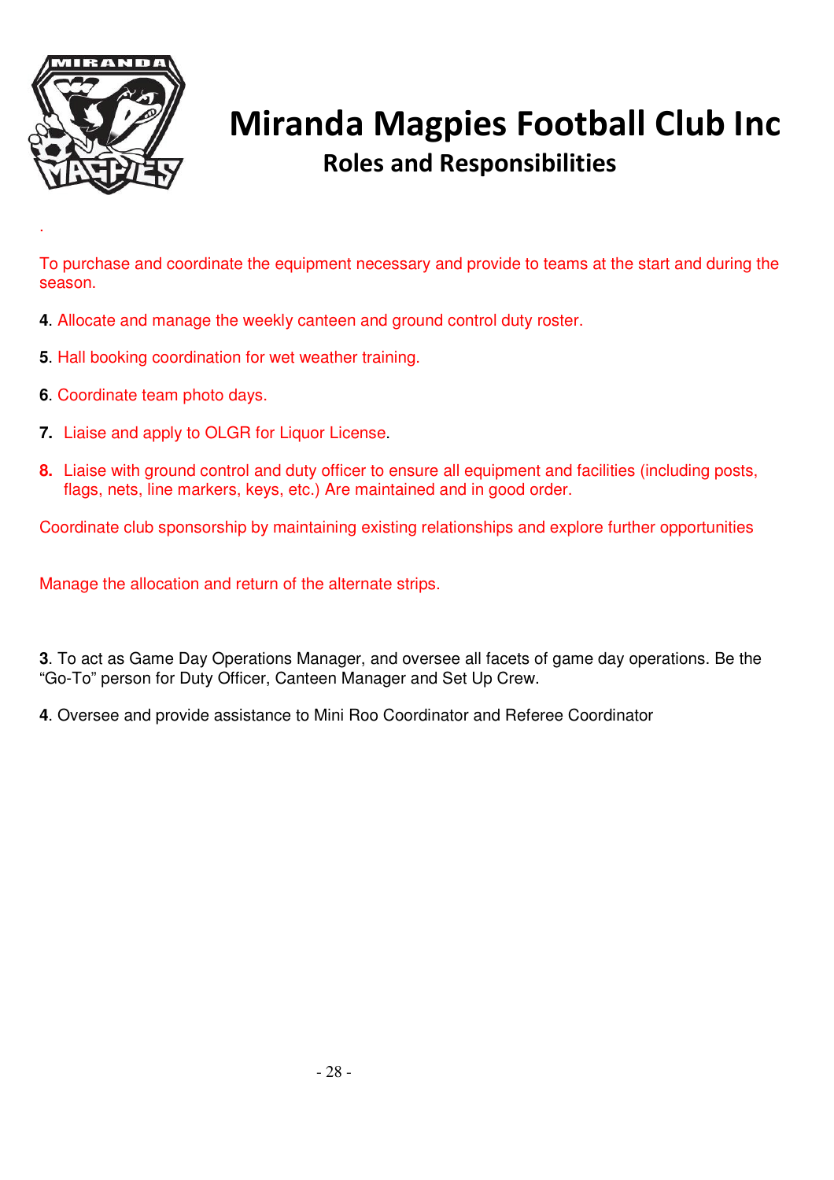# Miranda Magpies Football Club Inc

## Roles and Responsibilities

.

To purchase and coordinate the equipment necessary and provide to teams at the start and during the season.

**4**. Allocate and manage the weekly canteen and ground control duty roster.

**5**. Hall booking coordination for wet weather training.

**6**. Coordinate team photo days.

**7.** Liaise and apply to OLGR for Liquor License.

**8.** Liaise with ground control and duty officer to ensure all equipment and facilities (including posts, flags, nets, line markers, keys, etc.) Are maintained and in good order.

Coordinate club sponsorship by maintaining existing relationships and explore further opportunities

Manage the allocation and return of the alternate strips.

**3**. To act as Game Day Operations Manager, and oversee all facets of game day operations. Be the "Go-To" person for Duty Officer, Canteen Manager and Set Up Crew.

**4**. Oversee and provide assistance to Mini Roo Coordinator and Referee Coordinator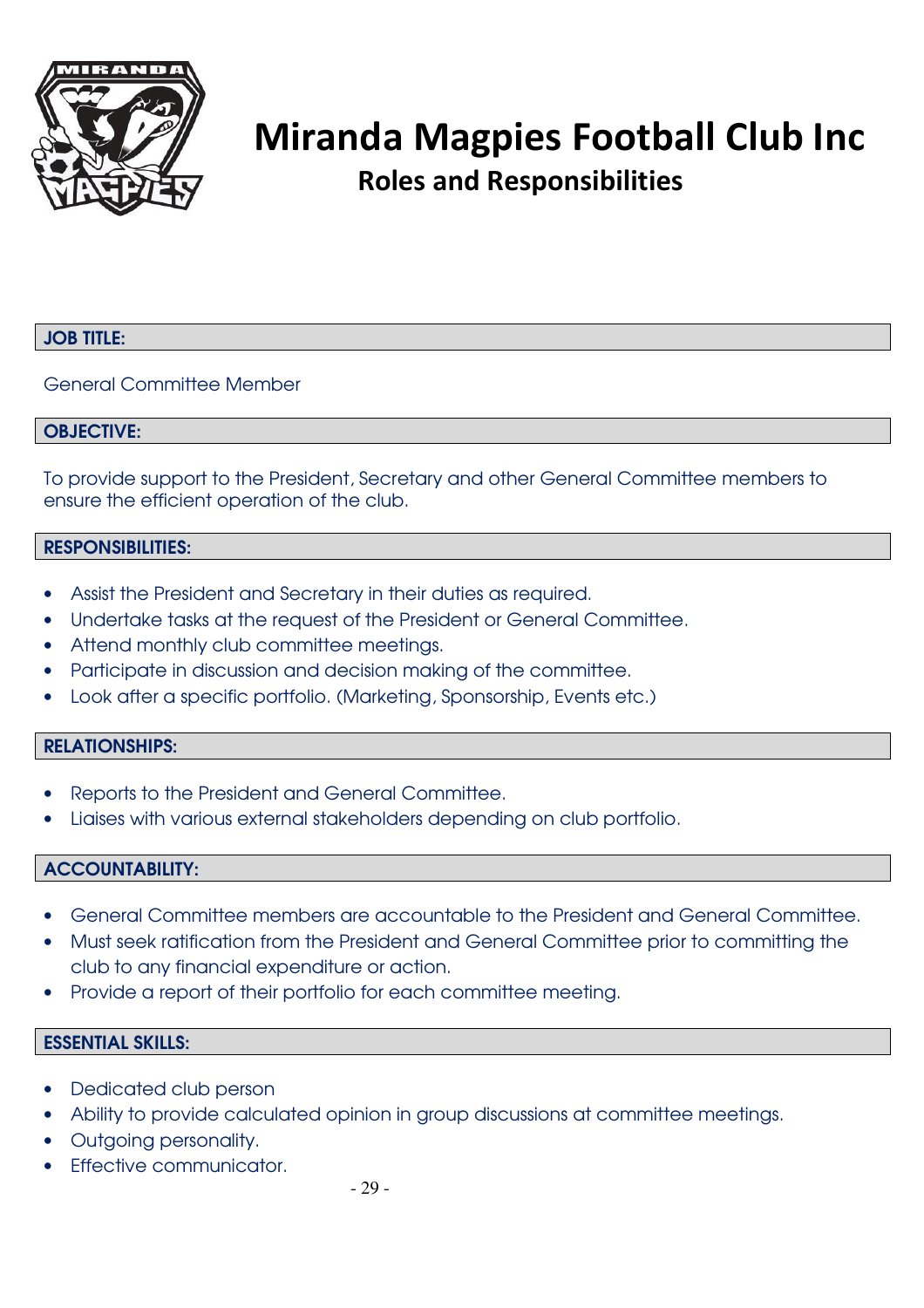# Miranda Magpies Football Club Inc

## Roles and Responsibilities

### JOB TITLE:

General Committee Member

### OBJECTIVE:

To provide support to the President, Secretary and other General Committee members to ensure the efficient operation of the club.

### RESPONSIBILITIES:

- Assist the President and Secretary in their duties as required.
- Undertake tasks at the request of the President or General Committee.
- Attend monthly club committee meetings.
- Participate in discussion and decision making of the committee.
- Look after a specific portfolio. (Marketing, Sponsorship, Events etc.)

### RELATIONSHIPS:

- Reports to the President and General Committee.
- Liaises with various external stakeholders depending on club portfolio.

### ACCOUNTABILITY:

- General Committee members are accountable to the President and General Committee.
- Must seek ratification from the President and General Committee prior to committing the club to any financial expenditure or action.
- Provide a report of their portfolio for each committee meeting.

### ESSENTIAL SKILLS:

- Dedicated club person
- Ability to provide calculated opinion in group discussions at committee meetings.
- Outgoing personality.
- Effective communicator.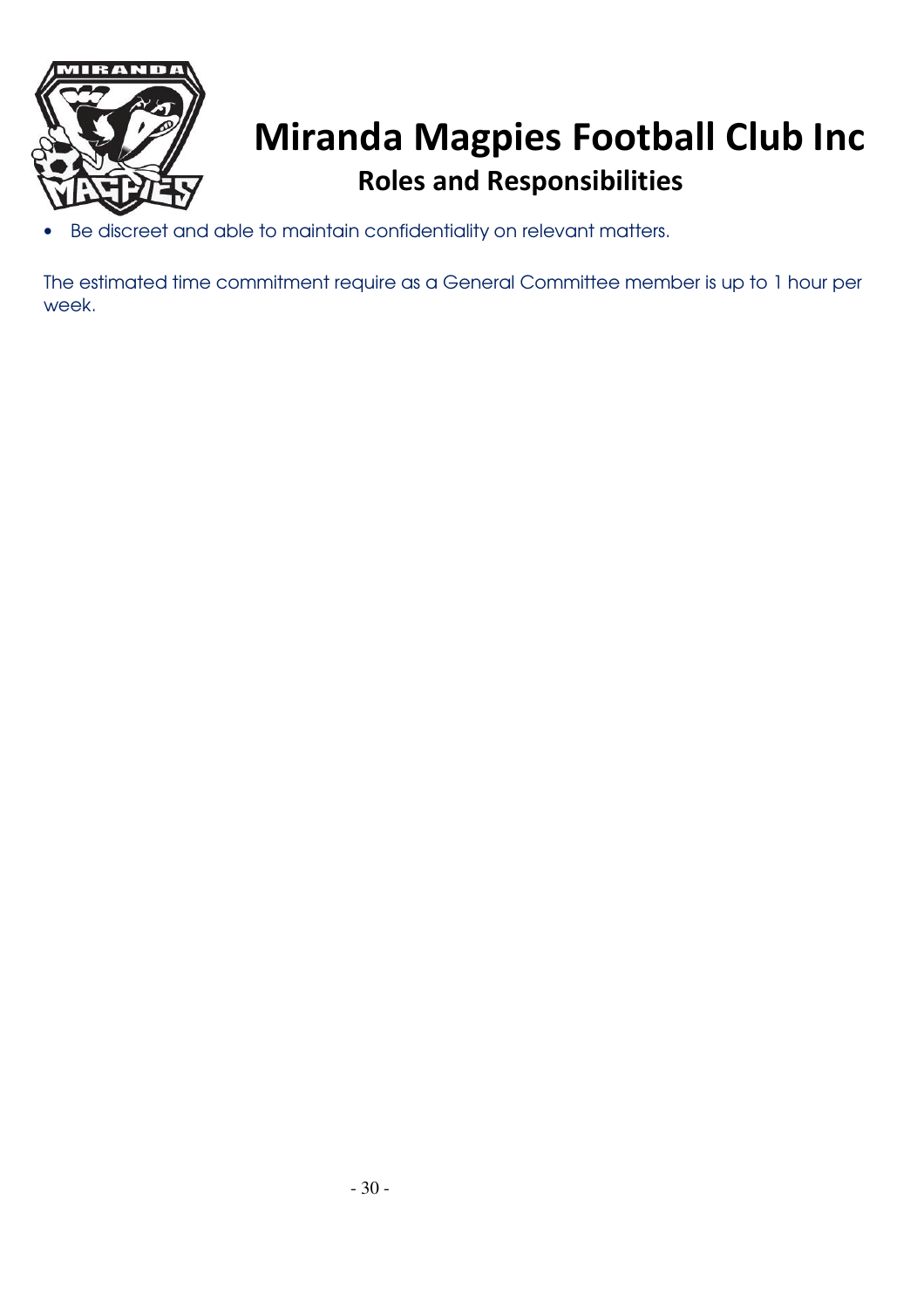- Be discreet and able to maintain confidentiality on relevant matters.

The estimated time commitment require as a General Committee member is up to 1 hour per week.